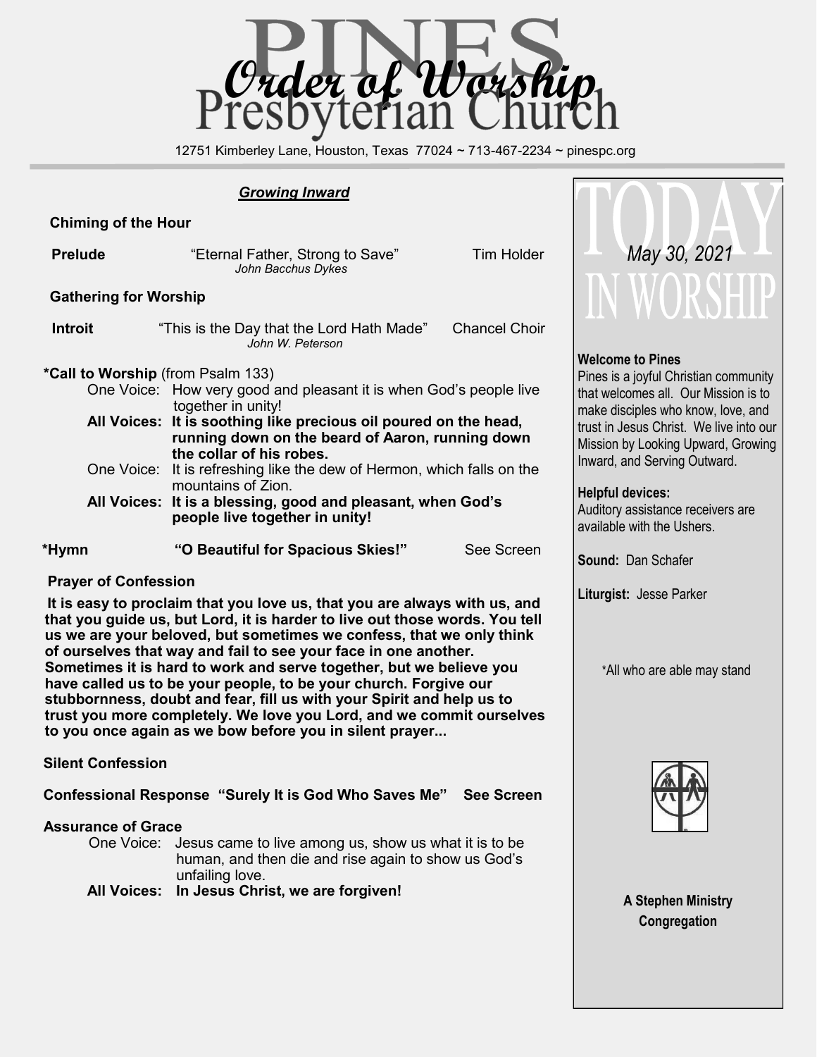# PINES Presbyterian Church

# Order of Worship

12751 Kimberley Lane, Houston, Texas 77024 ~ 713-467-2234 ~ pinespc.org

## ***Growing Inward***

**Chiming of the Hour**

**Prelude** "Eternal Father, Strong to Save" Tim Holder
*John Bacchus Dykes*

**Gathering for Worship**

**Introit** "This is the Day that the Lord Hath Made" Chancel Choir
*John W. Peterson*

**\*Call to Worship** (from Psalm 133)

One Voice: How very good and pleasant it is when God's people live together in unity!

**All Voices: It is soothing like precious oil poured on the head, running down on the beard of Aaron, running down the collar of his robes.**

One Voice: It is refreshing like the dew of Hermon, which falls on the mountains of Zion.

**All Voices: It is a blessing, good and pleasant, when God's people live together in unity!**

**\*Hymn** **"O Beautiful for Spacious Skies!"** See Screen

**Prayer of Confession**

**It is easy to proclaim that you love us, that you are always with us, and that you guide us, but Lord, it is harder to live out those words. You tell us we are your beloved, but sometimes we confess, that we only think of ourselves that way and fail to see your face in one another. Sometimes it is hard to work and serve together, but we believe you have called us to be your people, to be your church. Forgive our stubbornness, doubt and fear, fill us with your Spirit and help us to trust you more completely. We love you Lord, and we commit ourselves to you once again as we bow before you in silent prayer...**

**Silent Confession**

**Confessional Response "Surely It is God Who Saves Me" See Screen**

**Assurance of Grace**

One Voice: Jesus came to live among us, show us what it is to be human, and then die and rise again to show us God's unfailing love.

**All Voices: In Jesus Christ, we are forgiven!**

---

# TODAY IN WORSHIP

*May 30, 2021*

**Welcome to Pines**
Pines is a joyful Christian community that welcomes all. Our Mission is to make disciples who know, love, and trust in Jesus Christ. We live into our Mission by Looking Upward, Growing Inward, and Serving Outward.

**Helpful devices:**
Auditory assistance receivers are available with the Ushers.

**Sound:** Dan Schafer

**Liturgist:** Jesse Parker

\*All who are able may stand

**A Stephen Ministry Congregation**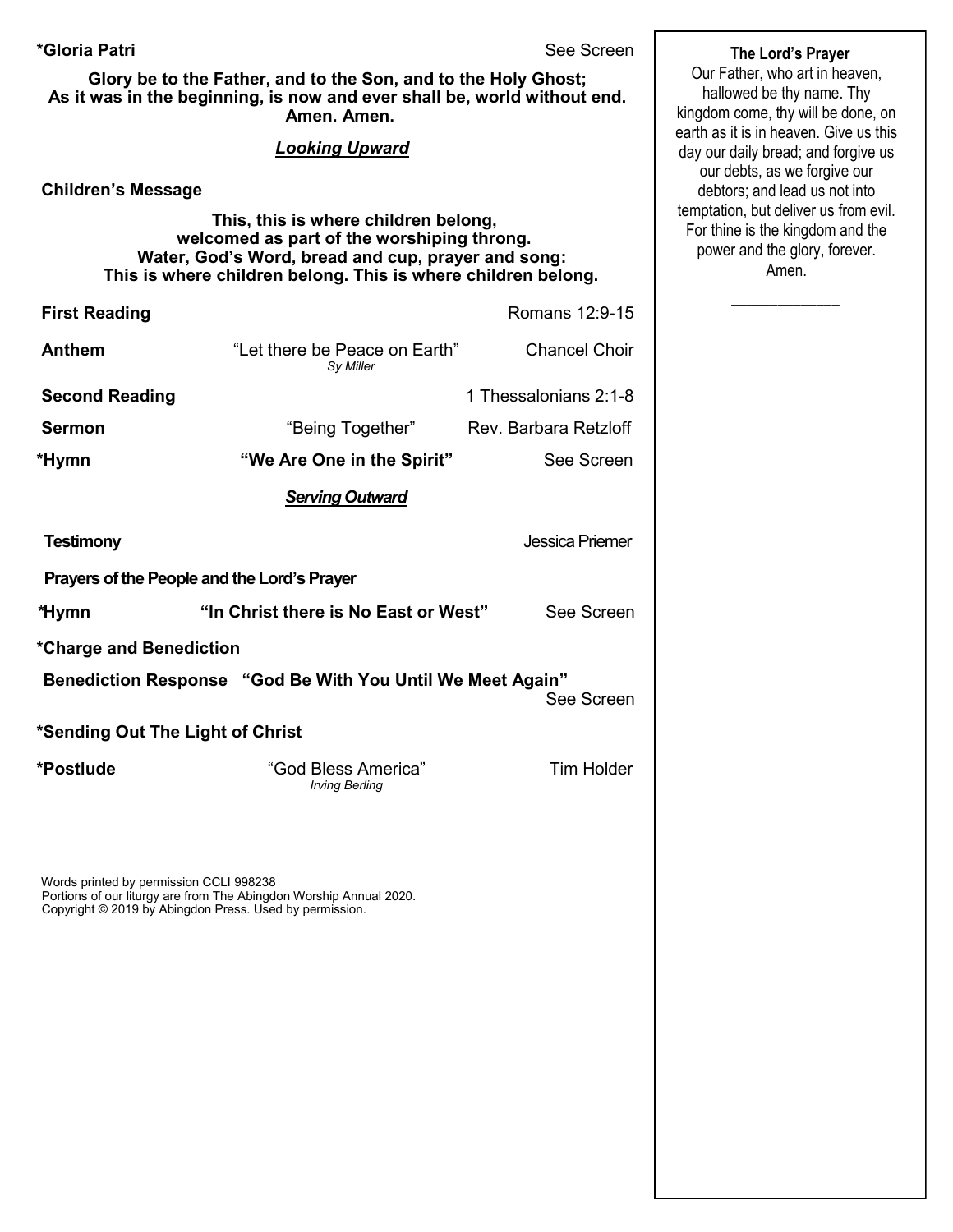**\*Gloria Patri** See Screen

**Glory be to the Father, and to the Son, and to the Holy Ghost;
As it was in the beginning, is now and ever shall be, world without end.
Amen. Amen.**

***Looking Upward***

**Children's Message**

**This, this is where children belong,
welcomed as part of the worshiping throng.
Water, God's Word, bread and cup, prayer and song:
This is where children belong. This is where children belong.**

**First Reading** Romans 12:9-15

**Anthem** "Let there be Peace on Earth" *Sy Miller* Chancel Choir

**Second Reading** 1 Thessalonians 2:1-8

**Sermon** "Being Together" Rev. Barbara Retzloff

**\*Hymn** **"We Are One in the Spirit"** See Screen

***Serving Outward***

**Testimony** Jessica Priemer

**Prayers of the People and the Lord's Prayer**

**\*Hymn** **"In Christ there is No East or West"** See Screen

**\*Charge and Benediction**

**Benediction Response "God Be With You Until We Meet Again"** See Screen

**\*Sending Out The Light of Christ**

**\*Postlude** "God Bless America" *Irving Berling* Tim Holder

Words printed by permission CCLI 998238
Portions of our liturgy are from The Abingdon Worship Annual 2020.
Copyright © 2019 by Abingdon Press. Used by permission.

**The Lord's Prayer**

Our Father, who art in heaven, hallowed be thy name. Thy kingdom come, thy will be done, on earth as it is in heaven. Give us this day our daily bread; and forgive us our debts, as we forgive our debtors; and lead us not into temptation, but deliver us from evil. For thine is the kingdom and the power and the glory, forever. Amen.

\_\_\_\_\_\_\_\_\_\_\_\_\_\_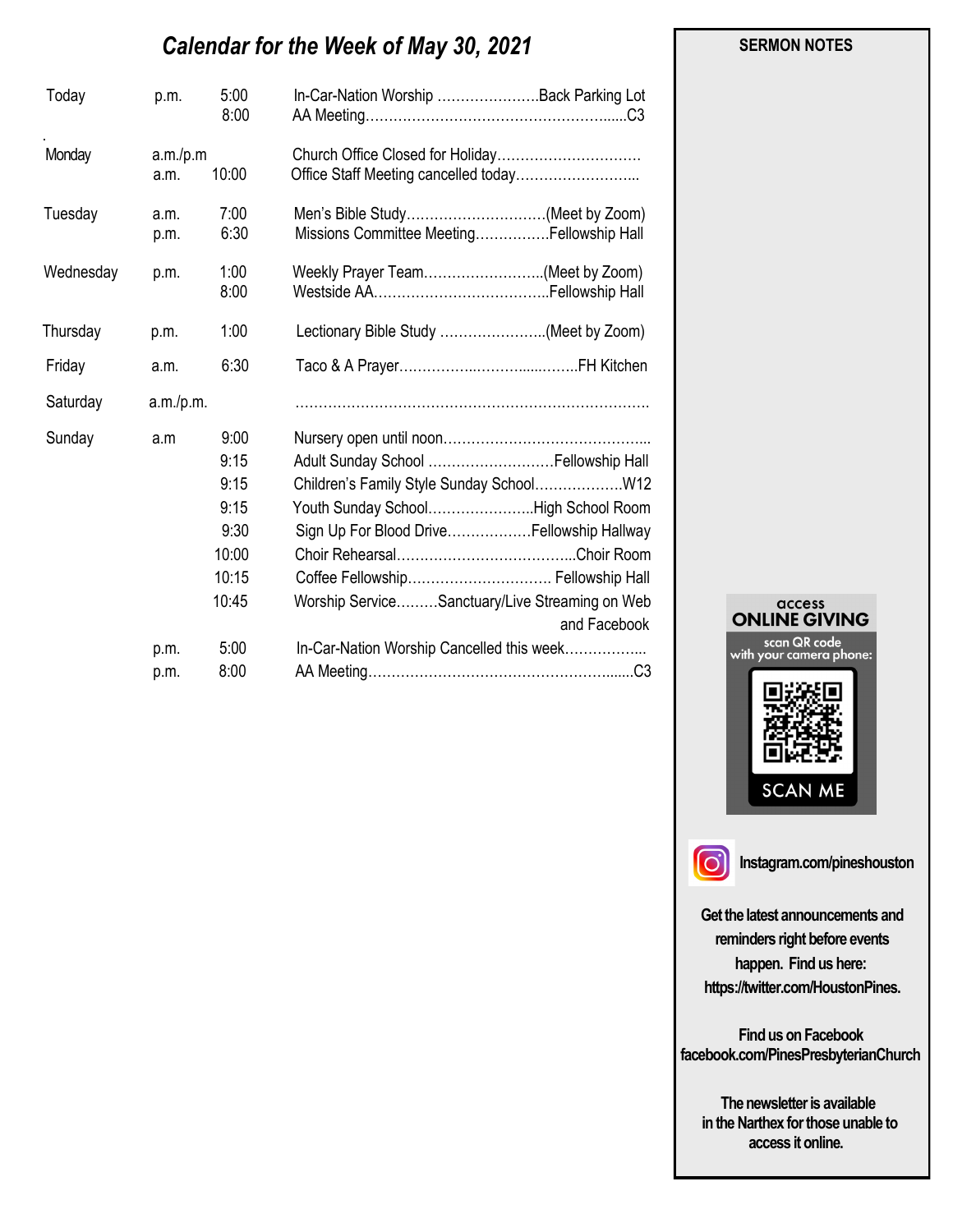## *Calendar for the Week of May 30, 2021*

| Day | | Time | Event |
|---|---|---|---|
| Today | p.m. | 5:00 | In-Car-Nation Worship ………………….Back Parking Lot |
| | | 8:00 | AA Meeting……………………………………………......C3 |
| Monday | a.m./p.m | | Church Office Closed for Holiday………………………… |
| | a.m. | 10:00 | Office Staff Meeting cancelled today……………………... |
| Tuesday | a.m. | 7:00 | Men's Bible Study…………………………(Meet by Zoom) |
| | p.m. | 6:30 | Missions Committee Meeting…………….Fellowship Hall |
| Wednesday | p.m. | 1:00 | Weekly Prayer Team……………………..(Meet by Zoom) |
| | | 8:00 | Westside AA………………………………..Fellowship Hall |
| Thursday | p.m. | 1:00 | Lectionary Bible Study …………………..(Meet by Zoom) |
| Friday | a.m. | 6:30 | Taco & A Prayer…………….………......…….FH Kitchen |
| Saturday | a.m./p.m. | | ……………………………………………………………… |
| Sunday | a.m | 9:00 | Nursery open until noon……………………………………... |
| | | 9:15 | Adult Sunday School ………………………Fellowship Hall |
| | | 9:15 | Children's Family Style Sunday School……………….W12 |
| | | 9:15 | Youth Sunday School…………………..High School Room |
| | | 9:30 | Sign Up For Blood Drive………………Fellowship Hallway |
| | | 10:00 | Choir Rehearsal………………………………...Choir Room |
| | | 10:15 | Coffee Fellowship…………………………. Fellowship Hall |
| | | 10:45 | Worship Service………Sanctuary/Live Streaming on Web and Facebook |
| | p.m. | 5:00 | In-Car-Nation Worship Cancelled this week…………….... |
| | p.m. | 8:00 | AA Meeting……………………………………………......C3 |

**SERMON NOTES**

access
**ONLINE GIVING**
scan QR code
with your camera phone:

SCAN ME

**Instagram.com/pineshouston**

**Get the latest announcements and reminders right before events happen. Find us here: https://twitter.com/HoustonPines.**

**Find us on Facebook**
**facebook.com/PinesPresbyterianChurch**

**The newsletter is available in the Narthex for those unable to access it online.**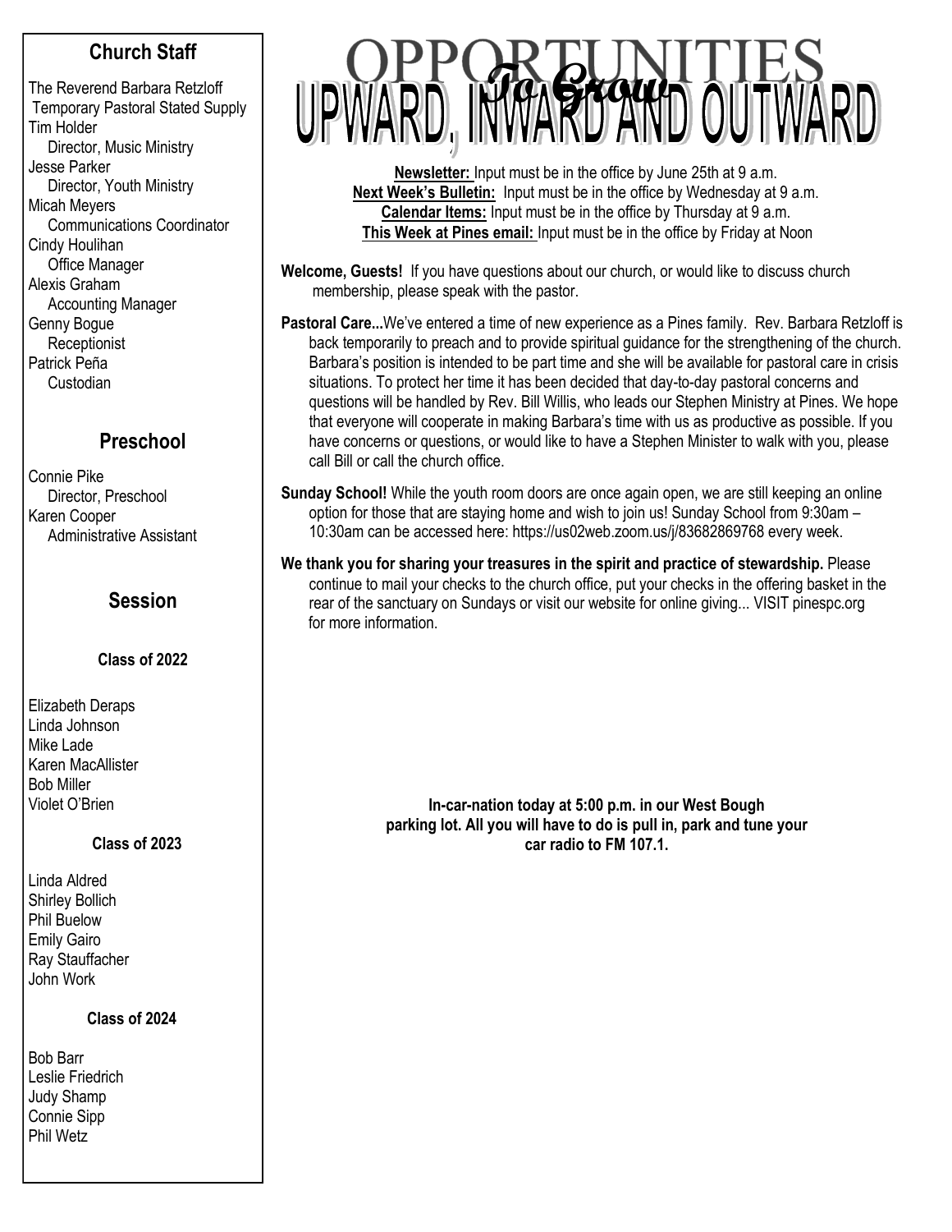## Church Staff

The Reverend Barbara Retzloff
Temporary Pastoral Stated Supply
Tim Holder
Director, Music Ministry
Jesse Parker
Director, Youth Ministry
Micah Meyers
Communications Coordinator
Cindy Houlihan
Office Manager
Alexis Graham
Accounting Manager
Genny Bogue
Receptionist
Patrick Peña
Custodian

## Preschool

Connie Pike
Director, Preschool
Karen Cooper
Administrative Assistant

## Session

### Class of 2022

Elizabeth Deraps
Linda Johnson
Mike Lade
Karen MacAllister
Bob Miller
Violet O'Brien

### Class of 2023

Linda Aldred
Shirley Bollich
Phil Buelow
Emily Gairo
Ray Stauffacher
John Work

### Class of 2024

Bob Barr
Leslie Friedrich
Judy Shamp
Connie Sipp
Phil Wetz

# OPPORTUNITIES To Grow UPWARD, INWARD AND OUTWARD

**Newsletter:** Input must be in the office by June 25th at 9 a.m.
**Next Week's Bulletin:** Input must be in the office by Wednesday at 9 a.m.
**Calendar Items:** Input must be in the office by Thursday at 9 a.m.
**This Week at Pines email:** Input must be in the office by Friday at Noon

**Welcome, Guests!** If you have questions about our church, or would like to discuss church membership, please speak with the pastor.

**Pastoral Care...**We've entered a time of new experience as a Pines family. Rev. Barbara Retzloff is back temporarily to preach and to provide spiritual guidance for the strengthening of the church. Barbara's position is intended to be part time and she will be available for pastoral care in crisis situations. To protect her time it has been decided that day-to-day pastoral concerns and questions will be handled by Rev. Bill Willis, who leads our Stephen Ministry at Pines. We hope that everyone will cooperate in making Barbara's time with us as productive as possible. If you have concerns or questions, or would like to have a Stephen Minister to walk with you, please call Bill or call the church office.

**Sunday School!** While the youth room doors are once again open, we are still keeping an online option for those that are staying home and wish to join us! Sunday School from 9:30am – 10:30am can be accessed here: https://us02web.zoom.us/j/83682869768 every week.

**We thank you for sharing your treasures in the spirit and practice of stewardship.** Please continue to mail your checks to the church office, put your checks in the offering basket in the rear of the sanctuary on Sundays or visit our website for online giving... VISIT pinespc.org for more information.

**In-car-nation today at 5:00 p.m. in our West Bough parking lot. All you will have to do is pull in, park and tune your car radio to FM 107.1.**